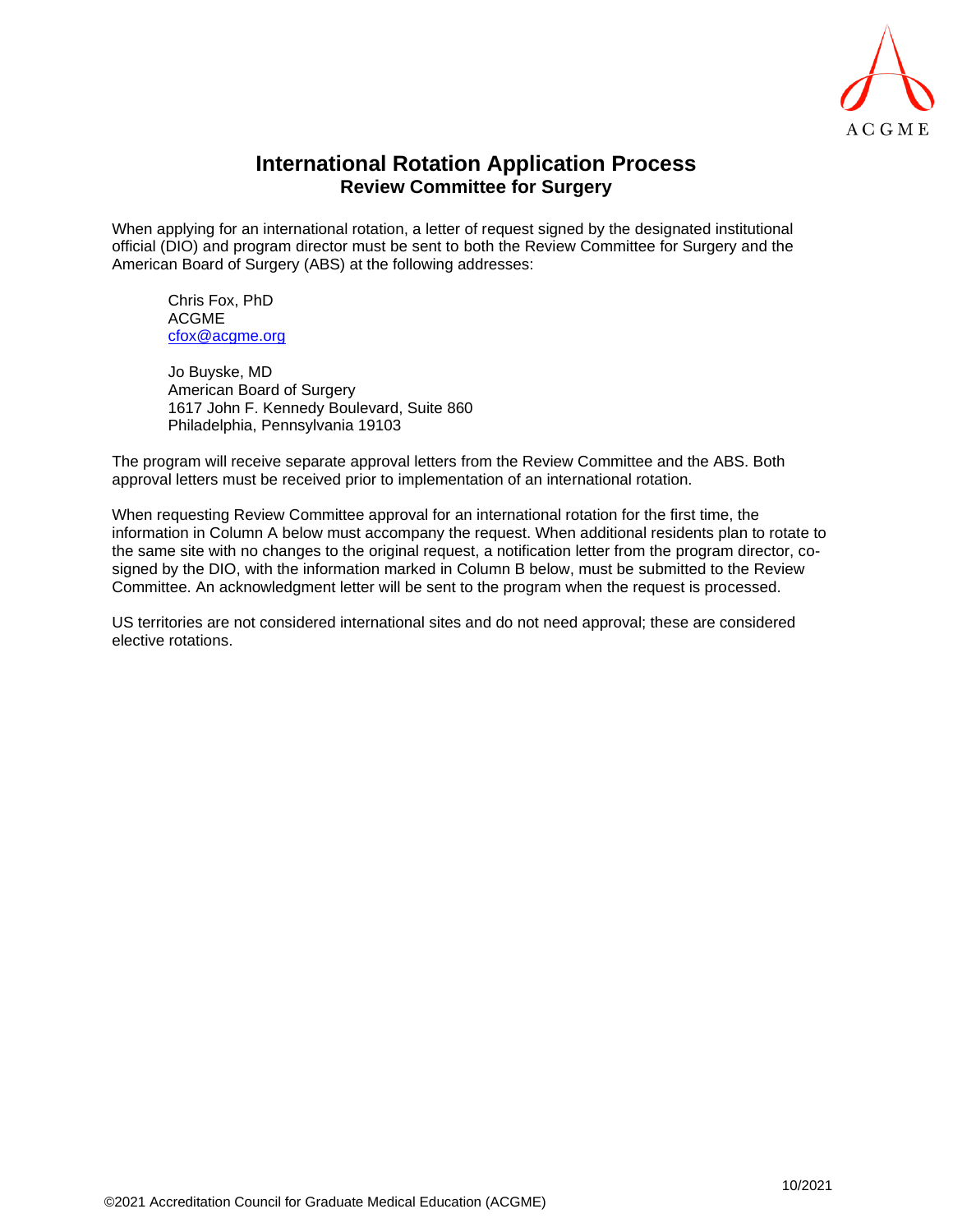# International Rotation Application Process

## Review Committee for Surgery

When applying for an international rotation, a letter of request signed by the designated institutional official (DIO) and program director must be sent to both the Review Committee for Surgery and the American Board of Surgery (ABS) at the following addresses:

Chris Fox, PhD
ACGME
cfox@acgme.org

Jo Buyske, MD
American Board of Surgery
1617 John F. Kennedy Boulevard, Suite 860
Philadelphia, Pennsylvania 19103

The program will receive separate approval letters from the Review Committee and the ABS. Both approval letters must be received prior to implementation of an international rotation.

When requesting Review Committee approval for an international rotation for the first time, the information in Column A below must accompany the request. When additional residents plan to rotate to the same site with no changes to the original request, a notification letter from the program director, co-signed by the DIO, with the information marked in Column B below, must be submitted to the Review Committee. An acknowledgment letter will be sent to the program when the request is processed.

US territories are not considered international sites and do not need approval; these are considered elective rotations.

10/2021

©2021 Accreditation Council for Graduate Medical Education (ACGME)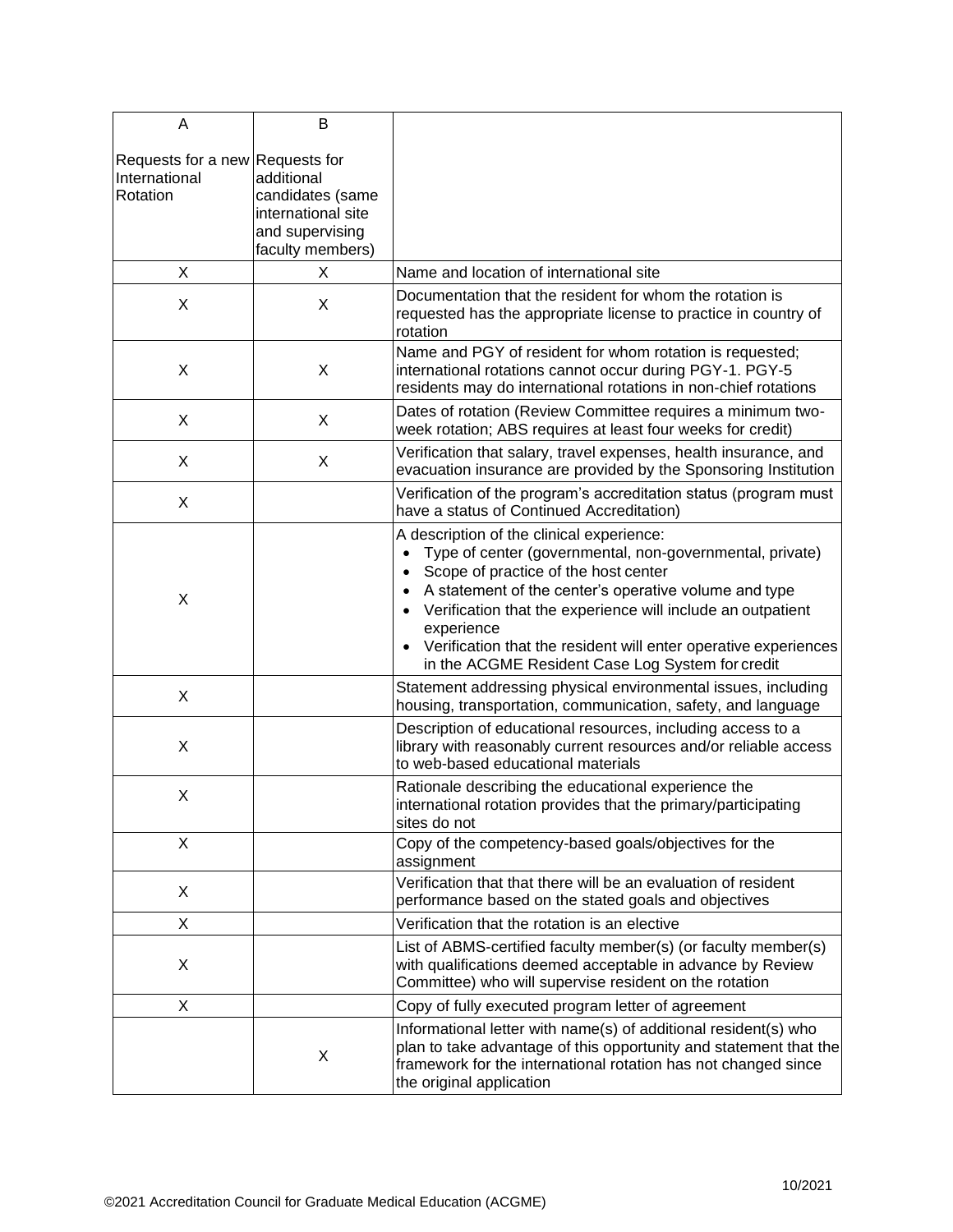| A<br><br>Requests for a new International Rotation | B<br><br>Requests for additional candidates (same international site and supervising faculty members) | |
|---|---|---|
| X | X | Name and location of international site |
| X | X | Documentation that the resident for whom the rotation is requested has the appropriate license to practice in country of rotation |
| X | X | Name and PGY of resident for whom rotation is requested; international rotations cannot occur during PGY-1. PGY-5 residents may do international rotations in non-chief rotations |
| X | X | Dates of rotation (Review Committee requires a minimum two-week rotation; ABS requires at least four weeks for credit) |
| X | X | Verification that salary, travel expenses, health insurance, and evacuation insurance are provided by the Sponsoring Institution |
| X | | Verification of the program's accreditation status (program must have a status of Continued Accreditation) |
| X | | A description of the clinical experience:<br>• Type of center (governmental, non-governmental, private)<br>• Scope of practice of the host center<br>• A statement of the center's operative volume and type<br>• Verification that the experience will include an outpatient experience<br>• Verification that the resident will enter operative experiences in the ACGME Resident Case Log System for credit |
| X | | Statement addressing physical environmental issues, including housing, transportation, communication, safety, and language |
| X | | Description of educational resources, including access to a library with reasonably current resources and/or reliable access to web-based educational materials |
| X | | Rationale describing the educational experience the international rotation provides that the primary/participating sites do not |
| X | | Copy of the competency-based goals/objectives for the assignment |
| X | | Verification that that there will be an evaluation of resident performance based on the stated goals and objectives |
| X | | Verification that the rotation is an elective |
| X | | List of ABMS-certified faculty member(s) (or faculty member(s) with qualifications deemed acceptable in advance by Review Committee) who will supervise resident on the rotation |
| X | | Copy of fully executed program letter of agreement |
| | X | Informational letter with name(s) of additional resident(s) who plan to take advantage of this opportunity and statement that the framework for the international rotation has not changed since the original application |

10/2021

©2021 Accreditation Council for Graduate Medical Education (ACGME)